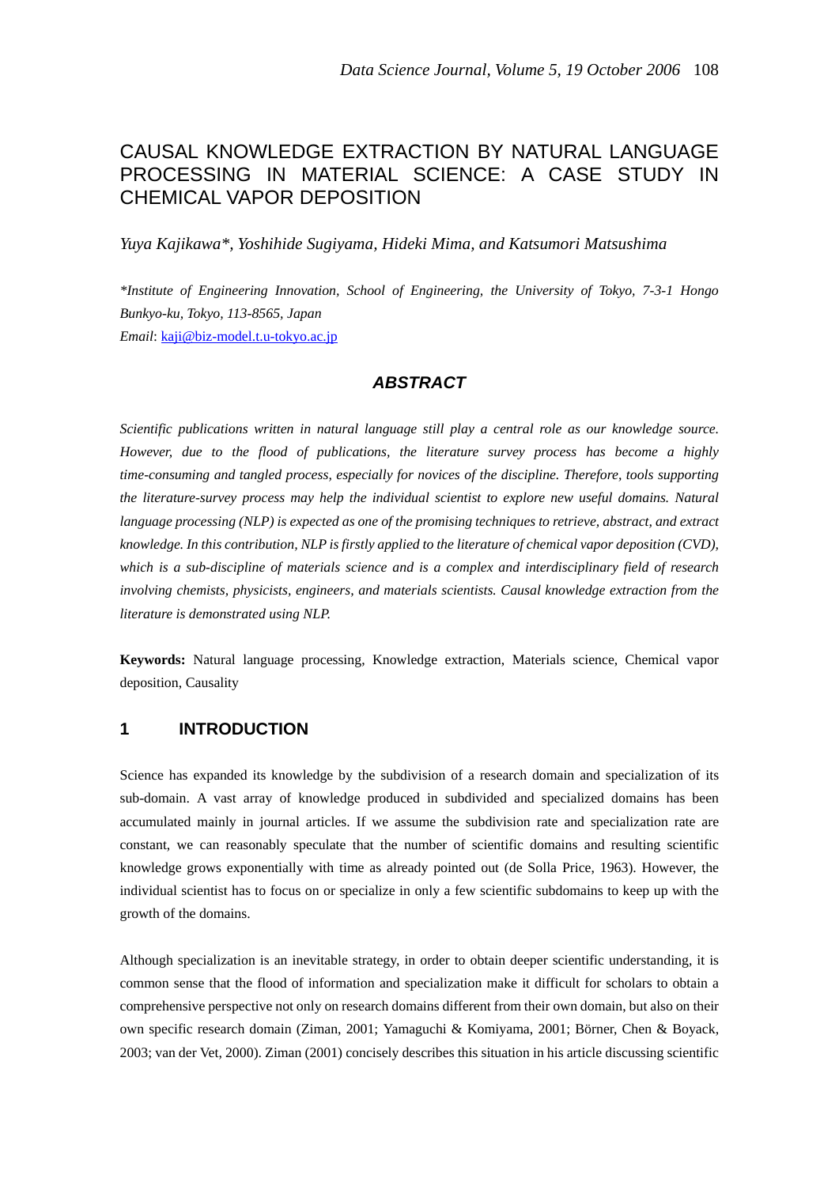// The "Data Science Journal, Volume 5, 19 October 2006 108" running header is omitted per the page-header rule.
# CAUSAL KNOWLEDGE EXTRACTION BY NATURAL LANGUAGE PROCESSING IN MATERIAL SCIENCE: A CASE STUDY IN CHEMICAL VAPOR DEPOSITION

*Yuya Kajikawa\*, Yoshihide Sugiyama, Hideki Mima, and Katsumori Matsushima*

*\*Institute of Engineering Innovation, School of Engineering, the University of Tokyo, 7-3-1 Hongo Bunkyo-ku, Tokyo, 113-8565, Japan*
*Email*: kaji@biz-model.t.u-tokyo.ac.jp

## ABSTRACT

*Scientific publications written in natural language still play a central role as our knowledge source. However, due to the flood of publications, the literature survey process has become a highly time-consuming and tangled process, especially for novices of the discipline. Therefore, tools supporting the literature-survey process may help the individual scientist to explore new useful domains. Natural language processing (NLP) is expected as one of the promising techniques to retrieve, abstract, and extract knowledge. In this contribution, NLP is firstly applied to the literature of chemical vapor deposition (CVD), which is a sub-discipline of materials science and is a complex and interdisciplinary field of research involving chemists, physicists, engineers, and materials scientists. Causal knowledge extraction from the literature is demonstrated using NLP.*

**Keywords:** Natural language processing, Knowledge extraction, Materials science, Chemical vapor deposition, Causality

## 1 INTRODUCTION

Science has expanded its knowledge by the subdivision of a research domain and specialization of its sub-domain. A vast array of knowledge produced in subdivided and specialized domains has been accumulated mainly in journal articles. If we assume the subdivision rate and specialization rate are constant, we can reasonably speculate that the number of scientific domains and resulting scientific knowledge grows exponentially with time as already pointed out (de Solla Price, 1963). However, the individual scientist has to focus on or specialize in only a few scientific subdomains to keep up with the growth of the domains.

Although specialization is an inevitable strategy, in order to obtain deeper scientific understanding, it is common sense that the flood of information and specialization make it difficult for scholars to obtain a comprehensive perspective not only on research domains different from their own domain, but also on their own specific research domain (Ziman, 2001; Yamaguchi & Komiyama, 2001; Börner, Chen & Boyack, 2003; van der Vet, 2000). Ziman (2001) concisely describes this situation in his article discussing scientific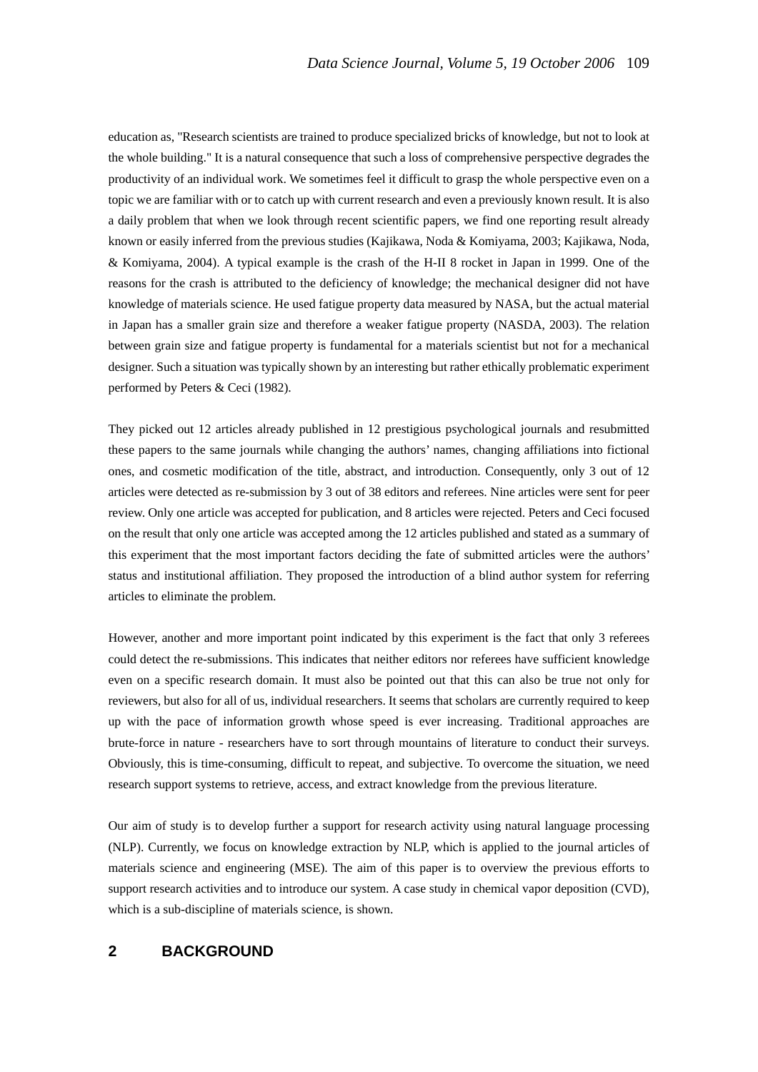education as, "Research scientists are trained to produce specialized bricks of knowledge, but not to look at the whole building." It is a natural consequence that such a loss of comprehensive perspective degrades the productivity of an individual work. We sometimes feel it difficult to grasp the whole perspective even on a topic we are familiar with or to catch up with current research and even a previously known result. It is also a daily problem that when we look through recent scientific papers, we find one reporting result already known or easily inferred from the previous studies (Kajikawa, Noda & Komiyama, 2003; Kajikawa, Noda, & Komiyama, 2004). A typical example is the crash of the H-II 8 rocket in Japan in 1999. One of the reasons for the crash is attributed to the deficiency of knowledge; the mechanical designer did not have knowledge of materials science. He used fatigue property data measured by NASA, but the actual material in Japan has a smaller grain size and therefore a weaker fatigue property (NASDA, 2003). The relation between grain size and fatigue property is fundamental for a materials scientist but not for a mechanical designer. Such a situation was typically shown by an interesting but rather ethically problematic experiment performed by Peters & Ceci (1982).

They picked out 12 articles already published in 12 prestigious psychological journals and resubmitted these papers to the same journals while changing the authors' names, changing affiliations into fictional ones, and cosmetic modification of the title, abstract, and introduction. Consequently, only 3 out of 12 articles were detected as re-submission by 3 out of 38 editors and referees. Nine articles were sent for peer review. Only one article was accepted for publication, and 8 articles were rejected. Peters and Ceci focused on the result that only one article was accepted among the 12 articles published and stated as a summary of this experiment that the most important factors deciding the fate of submitted articles were the authors' status and institutional affiliation. They proposed the introduction of a blind author system for referring articles to eliminate the problem.

However, another and more important point indicated by this experiment is the fact that only 3 referees could detect the re-submissions. This indicates that neither editors nor referees have sufficient knowledge even on a specific research domain. It must also be pointed out that this can also be true not only for reviewers, but also for all of us, individual researchers. It seems that scholars are currently required to keep up with the pace of information growth whose speed is ever increasing. Traditional approaches are brute-force in nature - researchers have to sort through mountains of literature to conduct their surveys. Obviously, this is time-consuming, difficult to repeat, and subjective. To overcome the situation, we need research support systems to retrieve, access, and extract knowledge from the previous literature.

Our aim of study is to develop further a support for research activity using natural language processing (NLP). Currently, we focus on knowledge extraction by NLP, which is applied to the journal articles of materials science and engineering (MSE). The aim of this paper is to overview the previous efforts to support research activities and to introduce our system. A case study in chemical vapor deposition (CVD), which is a sub-discipline of materials science, is shown.

## 2 BACKGROUND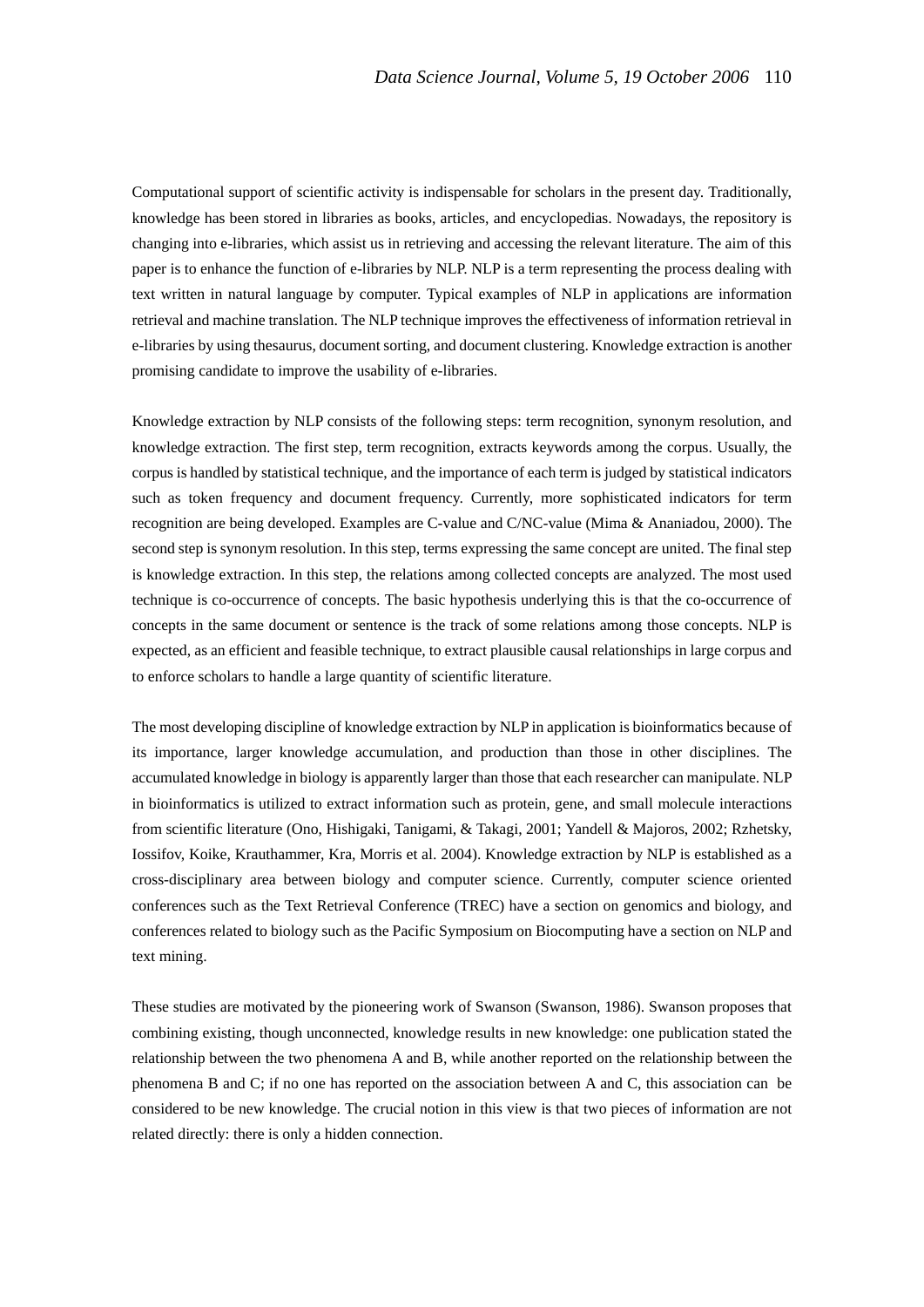Computational support of scientific activity is indispensable for scholars in the present day. Traditionally, knowledge has been stored in libraries as books, articles, and encyclopedias. Nowadays, the repository is changing into e-libraries, which assist us in retrieving and accessing the relevant literature. The aim of this paper is to enhance the function of e-libraries by NLP. NLP is a term representing the process dealing with text written in natural language by computer. Typical examples of NLP in applications are information retrieval and machine translation. The NLP technique improves the effectiveness of information retrieval in e-libraries by using thesaurus, document sorting, and document clustering. Knowledge extraction is another promising candidate to improve the usability of e-libraries.

Knowledge extraction by NLP consists of the following steps: term recognition, synonym resolution, and knowledge extraction. The first step, term recognition, extracts keywords among the corpus. Usually, the corpus is handled by statistical technique, and the importance of each term is judged by statistical indicators such as token frequency and document frequency. Currently, more sophisticated indicators for term recognition are being developed. Examples are C-value and C/NC-value (Mima & Ananiadou, 2000). The second step is synonym resolution. In this step, terms expressing the same concept are united. The final step is knowledge extraction. In this step, the relations among collected concepts are analyzed. The most used technique is co-occurrence of concepts. The basic hypothesis underlying this is that the co-occurrence of concepts in the same document or sentence is the track of some relations among those concepts. NLP is expected, as an efficient and feasible technique, to extract plausible causal relationships in large corpus and to enforce scholars to handle a large quantity of scientific literature.

The most developing discipline of knowledge extraction by NLP in application is bioinformatics because of its importance, larger knowledge accumulation, and production than those in other disciplines. The accumulated knowledge in biology is apparently larger than those that each researcher can manipulate. NLP in bioinformatics is utilized to extract information such as protein, gene, and small molecule interactions from scientific literature (Ono, Hishigaki, Tanigami, & Takagi, 2001; Yandell & Majoros, 2002; Rzhetsky, Iossifov, Koike, Krauthammer, Kra, Morris et al. 2004). Knowledge extraction by NLP is established as a cross-disciplinary area between biology and computer science. Currently, computer science oriented conferences such as the Text Retrieval Conference (TREC) have a section on genomics and biology, and conferences related to biology such as the Pacific Symposium on Biocomputing have a section on NLP and text mining.

These studies are motivated by the pioneering work of Swanson (Swanson, 1986). Swanson proposes that combining existing, though unconnected, knowledge results in new knowledge: one publication stated the relationship between the two phenomena A and B, while another reported on the relationship between the phenomena B and C; if no one has reported on the association between A and C, this association can be considered to be new knowledge. The crucial notion in this view is that two pieces of information are not related directly: there is only a hidden connection.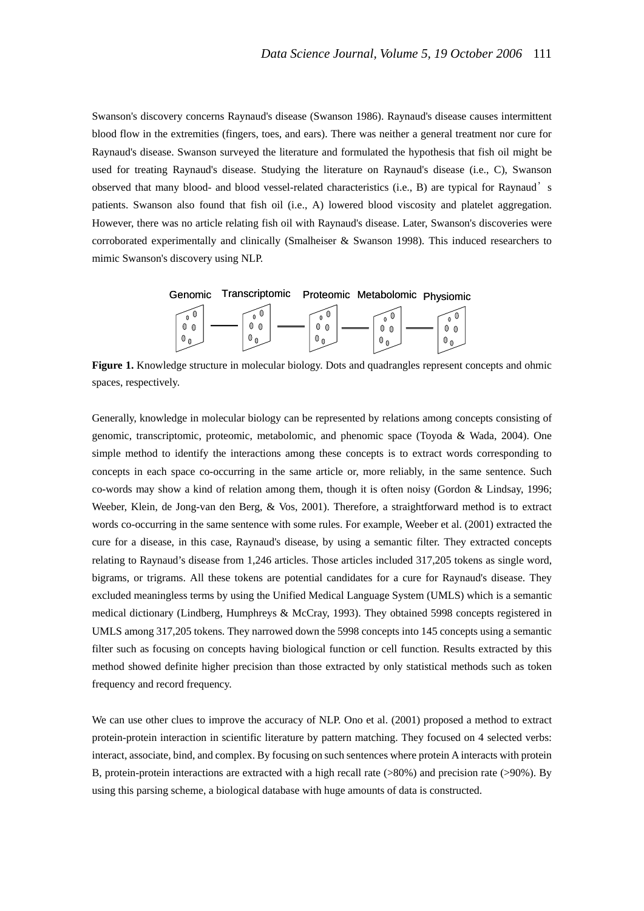Swanson's discovery concerns Raynaud's disease (Swanson 1986). Raynaud's disease causes intermittent blood flow in the extremities (fingers, toes, and ears). There was neither a general treatment nor cure for Raynaud's disease. Swanson surveyed the literature and formulated the hypothesis that fish oil might be used for treating Raynaud's disease. Studying the literature on Raynaud's disease (i.e., C), Swanson observed that many blood- and blood vessel-related characteristics (i.e., B) are typical for Raynaud's patients. Swanson also found that fish oil (i.e., A) lowered blood viscosity and platelet aggregation. However, there was no article relating fish oil with Raynaud's disease. Later, Swanson's discoveries were corroborated experimentally and clinically (Smalheiser & Swanson 1998). This induced researchers to mimic Swanson's discovery using NLP.

Genomic — Transcriptomic — Proteomic — Metabolomic — Physiomic

**Figure 1.** Knowledge structure in molecular biology. Dots and quadrangles represent concepts and ohmic spaces, respectively.

Generally, knowledge in molecular biology can be represented by relations among concepts consisting of genomic, transcriptomic, proteomic, metabolomic, and phenomic space (Toyoda & Wada, 2004). One simple method to identify the interactions among these concepts is to extract words corresponding to concepts in each space co-occurring in the same article or, more reliably, in the same sentence. Such co-words may show a kind of relation among them, though it is often noisy (Gordon & Lindsay, 1996; Weeber, Klein, de Jong-van den Berg, & Vos, 2001). Therefore, a straightforward method is to extract words co-occurring in the same sentence with some rules. For example, Weeber et al. (2001) extracted the cure for a disease, in this case, Raynaud's disease, by using a semantic filter. They extracted concepts relating to Raynaud's disease from 1,246 articles. Those articles included 317,205 tokens as single word, bigrams, or trigrams. All these tokens are potential candidates for a cure for Raynaud's disease. They excluded meaningless terms by using the Unified Medical Language System (UMLS) which is a semantic medical dictionary (Lindberg, Humphreys & McCray, 1993). They obtained 5998 concepts registered in UMLS among 317,205 tokens. They narrowed down the 5998 concepts into 145 concepts using a semantic filter such as focusing on concepts having biological function or cell function. Results extracted by this method showed definite higher precision than those extracted by only statistical methods such as token frequency and record frequency.

We can use other clues to improve the accuracy of NLP. Ono et al. (2001) proposed a method to extract protein-protein interaction in scientific literature by pattern matching. They focused on 4 selected verbs: interact, associate, bind, and complex. By focusing on such sentences where protein A interacts with protein B, protein-protein interactions are extracted with a high recall rate (>80%) and precision rate (>90%). By using this parsing scheme, a biological database with huge amounts of data is constructed.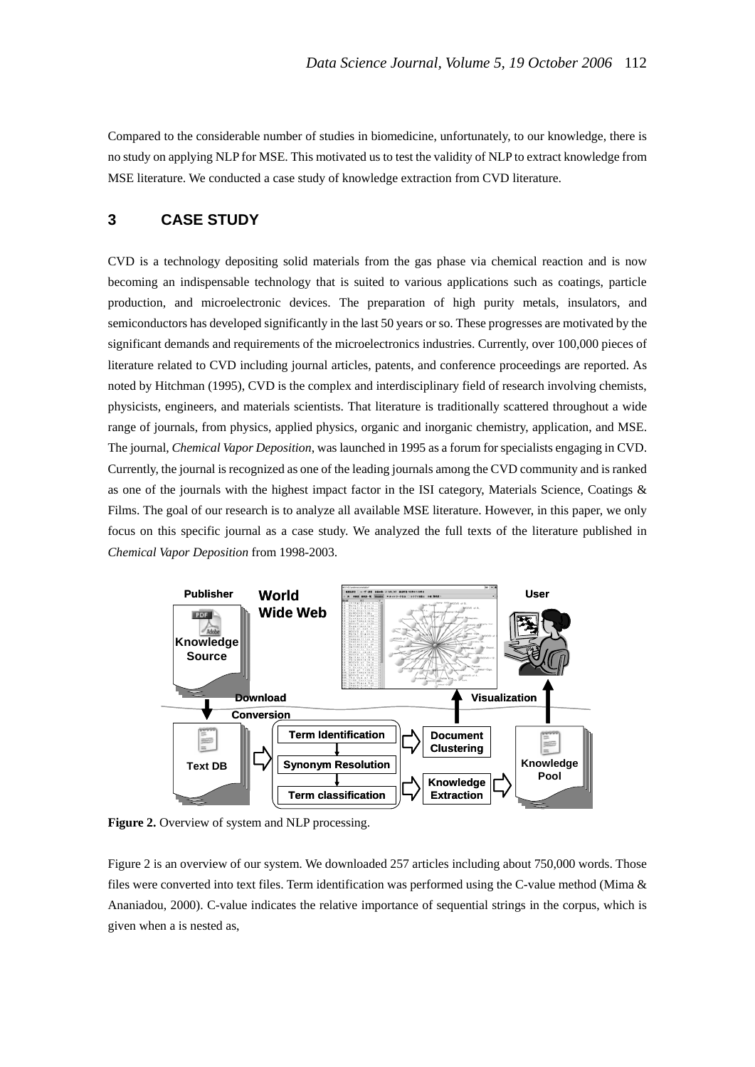Compared to the considerable number of studies in biomedicine, unfortunately, to our knowledge, there is no study on applying NLP for MSE. This motivated us to test the validity of NLP to extract knowledge from MSE literature. We conducted a case study of knowledge extraction from CVD literature.

## 3 CASE STUDY

CVD is a technology depositing solid materials from the gas phase via chemical reaction and is now becoming an indispensable technology that is suited to various applications such as coatings, particle production, and microelectronic devices. The preparation of high purity metals, insulators, and semiconductors has developed significantly in the last 50 years or so. These progresses are motivated by the significant demands and requirements of the microelectronics industries. Currently, over 100,000 pieces of literature related to CVD including journal articles, patents, and conference proceedings are reported. As noted by Hitchman (1995), CVD is the complex and interdisciplinary field of research involving chemists, physicists, engineers, and materials scientists. That literature is traditionally scattered throughout a wide range of journals, from physics, applied physics, organic and inorganic chemistry, application, and MSE. The journal, *Chemical Vapor Deposition*, was launched in 1995 as a forum for specialists engaging in CVD. Currently, the journal is recognized as one of the leading journals among the CVD community and is ranked as one of the journals with the highest impact factor in the ISI category, Materials Science, Coatings & Films. The goal of our research is to analyze all available MSE literature. However, in this paper, we only focus on this specific journal as a case study. We analyzed the full texts of the literature published in *Chemical Vapor Deposition* from 1998-2003.

**Figure 2.** Overview of system and NLP processing.

Figure 2 is an overview of our system. We downloaded 257 articles including about 750,000 words. Those files were converted into text files. Term identification was performed using the C-value method (Mima & Ananiadou, 2000). C-value indicates the relative importance of sequential strings in the corpus, which is given when a is nested as,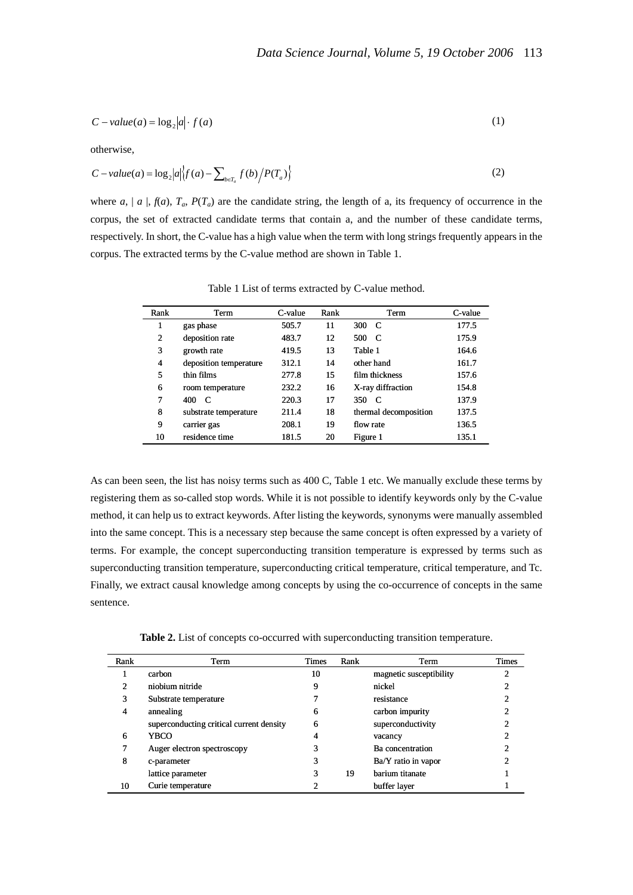$$C - value(a) = \log_2 |a| \cdot f(a) \tag{1}$$

otherwise,

$$C - value(a) = \log_2 |a| \left\{ f(a) - \sum_{b \in T_a} f(b) \Big/ P(T_a) \right\} \tag{2}$$

where $a$, $| a |$, $f(a)$, $T_a$, $P(T_a)$ are the candidate string, the length of a, its frequency of occurrence in the corpus, the set of extracted candidate terms that contain a, and the number of these candidate terms, respectively. In short, the C-value has a high value when the term with long strings frequently appears in the corpus. The extracted terms by the C-value method are shown in Table 1.

Table 1 List of terms extracted by C-value method.

| Rank | Term | C-value | Rank | Term | C-value |
|---|---|---|---|---|---|
| 1 | gas phase | 505.7 | 11 | 300 C | 177.5 |
| 2 | deposition rate | 483.7 | 12 | 500 C | 175.9 |
| 3 | growth rate | 419.5 | 13 | Table 1 | 164.6 |
| 4 | deposition temperature | 312.1 | 14 | other hand | 161.7 |
| 5 | thin films | 277.8 | 15 | film thickness | 157.6 |
| 6 | room temperature | 232.2 | 16 | X-ray diffraction | 154.8 |
| 7 | 400 C | 220.3 | 17 | 350 C | 137.9 |
| 8 | substrate temperature | 211.4 | 18 | thermal decomposition | 137.5 |
| 9 | carrier gas | 208.1 | 19 | flow rate | 136.5 |
| 10 | residence time | 181.5 | 20 | Figure 1 | 135.1 |

As can been seen, the list has noisy terms such as 400 C, Table 1 etc. We manually exclude these terms by registering them as so-called stop words. While it is not possible to identify keywords only by the C-value method, it can help us to extract keywords. After listing the keywords, synonyms were manually assembled into the same concept. This is a necessary step because the same concept is often expressed by a variety of terms. For example, the concept superconducting transition temperature is expressed by terms such as superconducting transition temperature, superconducting critical temperature, critical temperature, and Tc. Finally, we extract causal knowledge among concepts by using the co-occurrence of concepts in the same sentence.

**Table 2.** List of concepts co-occurred with superconducting transition temperature.

| Rank | Term | Times | Rank | Term | Times |
|---|---|---|---|---|---|
| 1 | carbon | 10 | | magnetic susceptibility | 2 |
| 2 | niobium nitride | 9 | | nickel | 2 |
| 3 | Substrate temperature | 7 | | resistance | 2 |
| 4 | annealing | 6 | | carbon impurity | 2 |
| | superconducting critical current density | 6 | | superconductivity | 2 |
| 6 | YBCO | 4 | | vacancy | 2 |
| 7 | Auger electron spectroscopy | 3 | | Ba concentration | 2 |
| 8 | c-parameter | 3 | | Ba/Y ratio in vapor | 2 |
| | lattice parameter | 3 | 19 | barium titanate | 1 |
| 10 | Curie temperature | 2 | | buffer layer | 1 |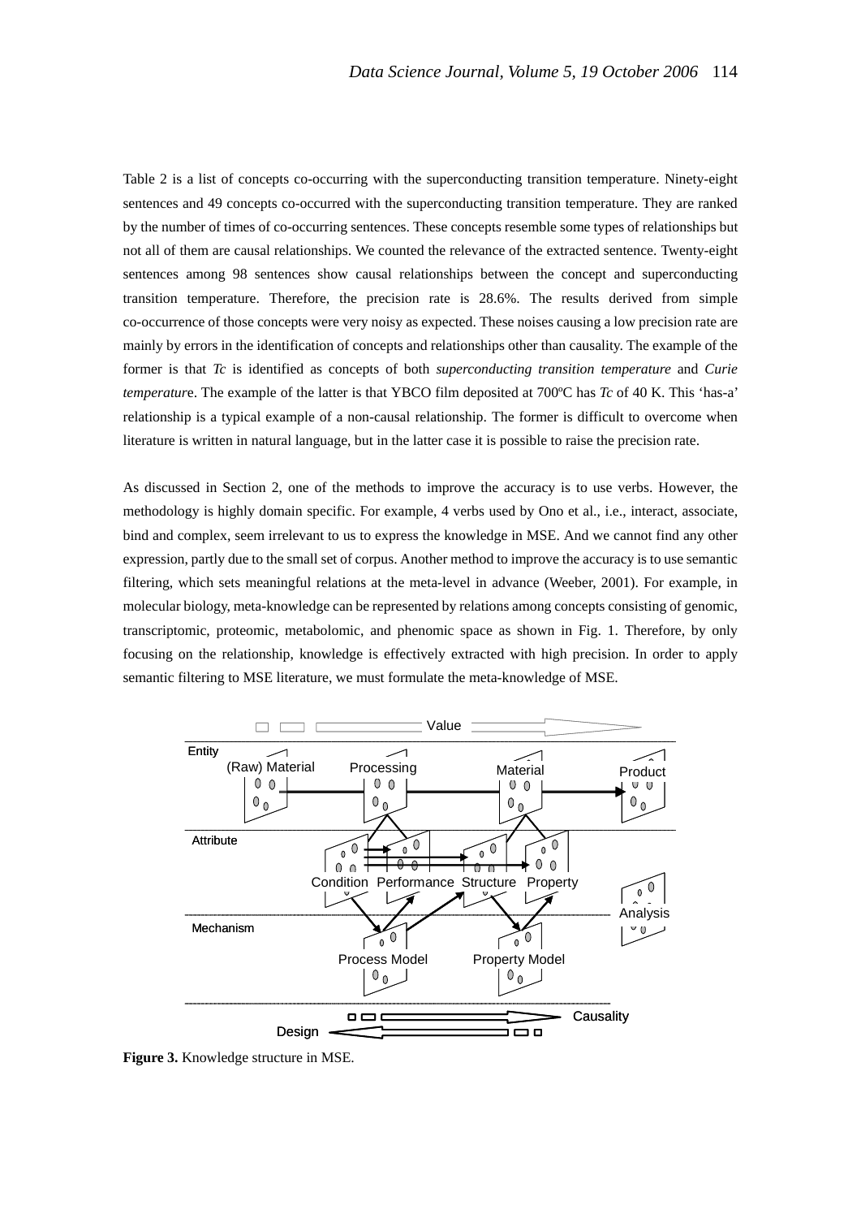Table 2 is a list of concepts co-occurring with the superconducting transition temperature. Ninety-eight sentences and 49 concepts co-occurred with the superconducting transition temperature. They are ranked by the number of times of co-occurring sentences. These concepts resemble some types of relationships but not all of them are causal relationships. We counted the relevance of the extracted sentence. Twenty-eight sentences among 98 sentences show causal relationships between the concept and superconducting transition temperature. Therefore, the precision rate is 28.6%. The results derived from simple co-occurrence of those concepts were very noisy as expected. These noises causing a low precision rate are mainly by errors in the identification of concepts and relationships other than causality. The example of the former is that *Tc* is identified as concepts of both *superconducting transition temperature* and *Curie temperature*. The example of the latter is that YBCO film deposited at 700ºC has *Tc* of 40 K. This 'has-a' relationship is a typical example of a non-causal relationship. The former is difficult to overcome when literature is written in natural language, but in the latter case it is possible to raise the precision rate.

As discussed in Section 2, one of the methods to improve the accuracy is to use verbs. However, the methodology is highly domain specific. For example, 4 verbs used by Ono et al., i.e., interact, associate, bind and complex, seem irrelevant to us to express the knowledge in MSE. And we cannot find any other expression, partly due to the small set of corpus. Another method to improve the accuracy is to use semantic filtering, which sets meaningful relations at the meta-level in advance (Weeber, 2001). For example, in molecular biology, meta-knowledge can be represented by relations among concepts consisting of genomic, transcriptomic, proteomic, metabolomic, and phenomic space as shown in Fig. 1. Therefore, by only focusing on the relationship, knowledge is effectively extracted with high precision. In order to apply semantic filtering to MSE literature, we must formulate the meta-knowledge of MSE.

**Figure 3.** Knowledge structure in MSE.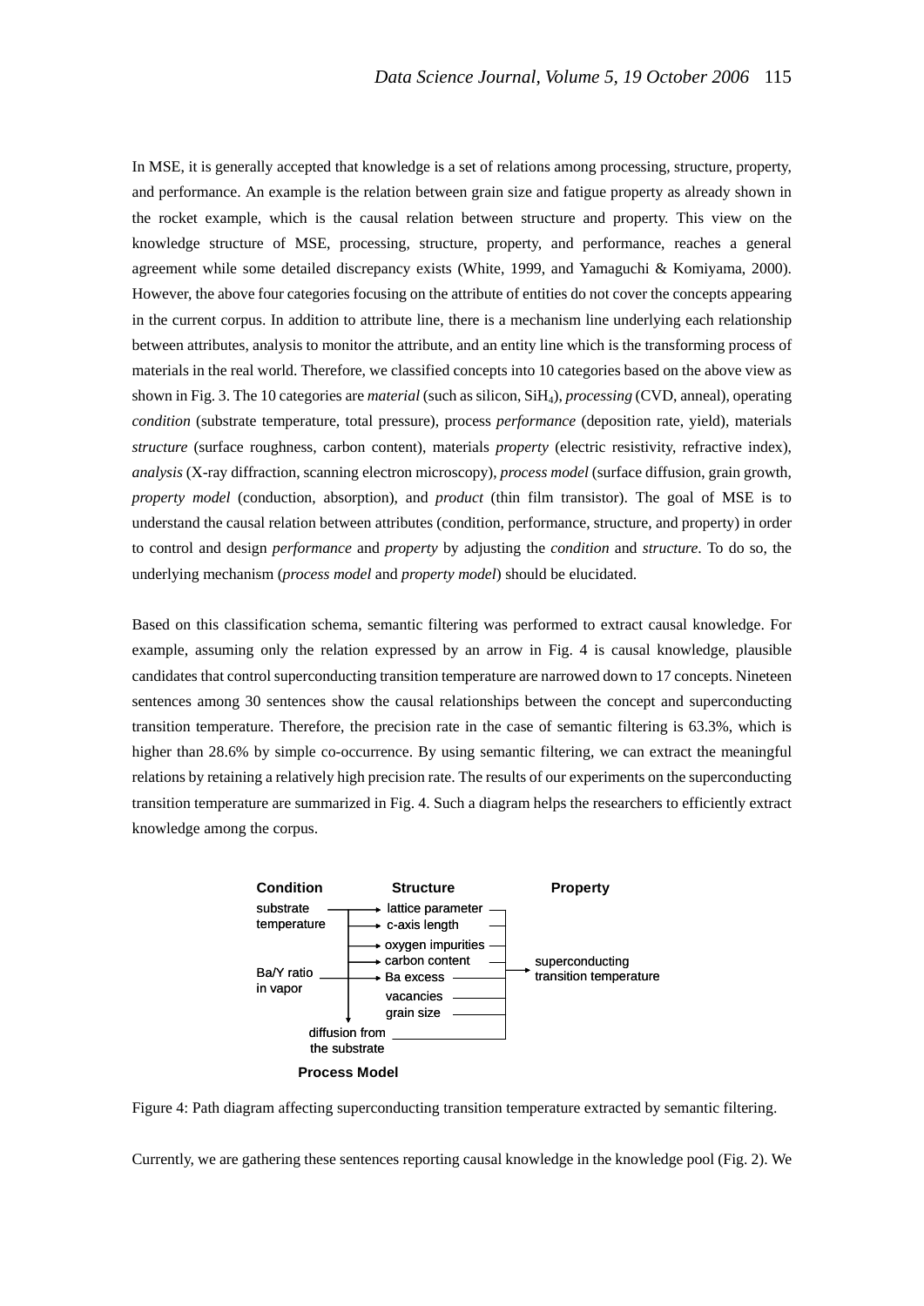In MSE, it is generally accepted that knowledge is a set of relations among processing, structure, property, and performance. An example is the relation between grain size and fatigue property as already shown in the rocket example, which is the causal relation between structure and property. This view on the knowledge structure of MSE, processing, structure, property, and performance, reaches a general agreement while some detailed discrepancy exists (White, 1999, and Yamaguchi & Komiyama, 2000). However, the above four categories focusing on the attribute of entities do not cover the concepts appearing in the current corpus. In addition to attribute line, there is a mechanism line underlying each relationship between attributes, analysis to monitor the attribute, and an entity line which is the transforming process of materials in the real world. Therefore, we classified concepts into 10 categories based on the above view as shown in Fig. 3. The 10 categories are *material* (such as silicon, $SiH_4$), *processing* (CVD, anneal), operating *condition* (substrate temperature, total pressure), process *performance* (deposition rate, yield), materials *structure* (surface roughness, carbon content), materials *property* (electric resistivity, refractive index), *analysis* (X-ray diffraction, scanning electron microscopy), *process model* (surface diffusion, grain growth, *property model* (conduction, absorption), and *product* (thin film transistor). The goal of MSE is to understand the causal relation between attributes (condition, performance, structure, and property) in order to control and design *performance* and *property* by adjusting the *condition* and *structure*. To do so, the underlying mechanism (*process model* and *property model*) should be elucidated.

Based on this classification schema, semantic filtering was performed to extract causal knowledge. For example, assuming only the relation expressed by an arrow in Fig. 4 is causal knowledge, plausible candidates that control superconducting transition temperature are narrowed down to 17 concepts. Nineteen sentences among 30 sentences show the causal relationships between the concept and superconducting transition temperature. Therefore, the precision rate in the case of semantic filtering is 63.3%, which is higher than 28.6% by simple co-occurrence. By using semantic filtering, we can extract the meaningful relations by retaining a relatively high precision rate. The results of our experiments on the superconducting transition temperature are summarized in Fig. 4. Such a diagram helps the researchers to efficiently extract knowledge among the corpus.

Figure 4: Path diagram affecting superconducting transition temperature extracted by semantic filtering.

Currently, we are gathering these sentences reporting causal knowledge in the knowledge pool (Fig. 2). We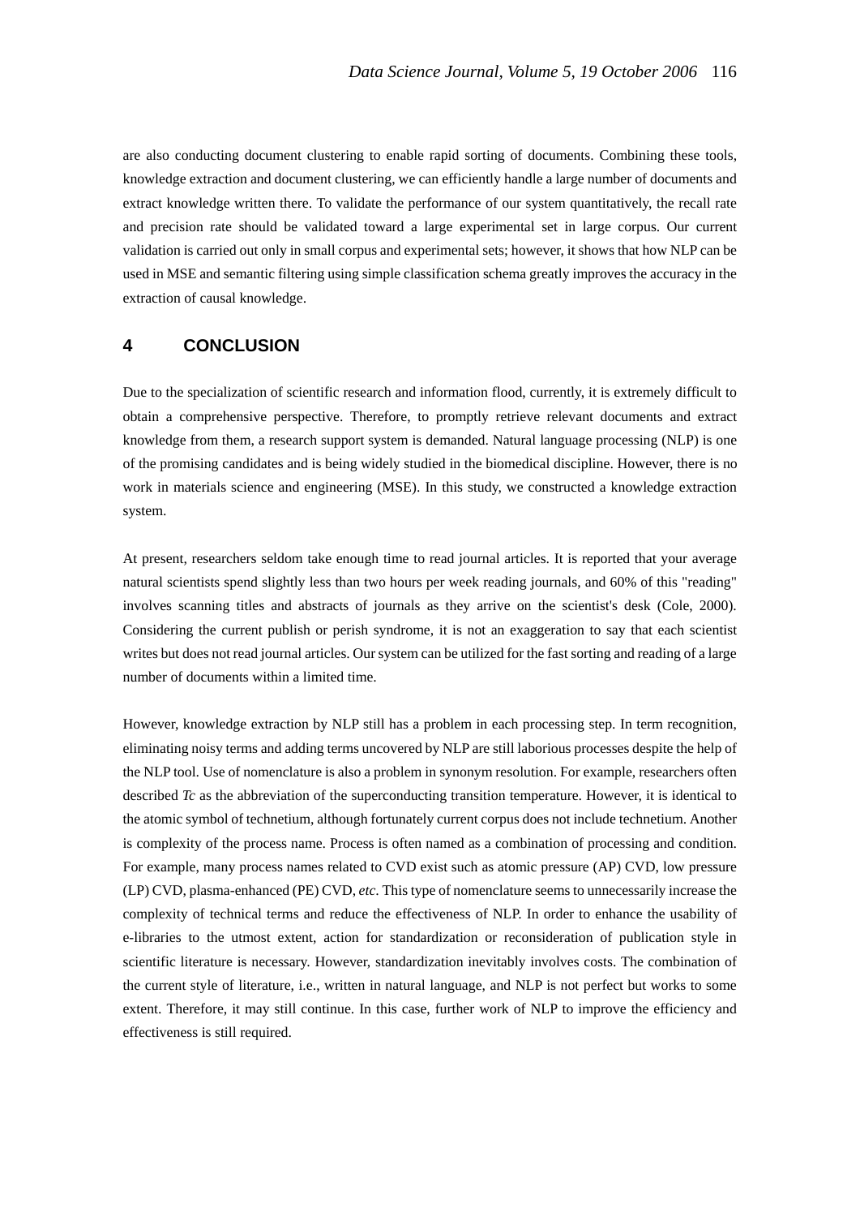are also conducting document clustering to enable rapid sorting of documents. Combining these tools, knowledge extraction and document clustering, we can efficiently handle a large number of documents and extract knowledge written there. To validate the performance of our system quantitatively, the recall rate and precision rate should be validated toward a large experimental set in large corpus. Our current validation is carried out only in small corpus and experimental sets; however, it shows that how NLP can be used in MSE and semantic filtering using simple classification schema greatly improves the accuracy in the extraction of causal knowledge.

## 4 CONCLUSION

Due to the specialization of scientific research and information flood, currently, it is extremely difficult to obtain a comprehensive perspective. Therefore, to promptly retrieve relevant documents and extract knowledge from them, a research support system is demanded. Natural language processing (NLP) is one of the promising candidates and is being widely studied in the biomedical discipline. However, there is no work in materials science and engineering (MSE). In this study, we constructed a knowledge extraction system.

At present, researchers seldom take enough time to read journal articles. It is reported that your average natural scientists spend slightly less than two hours per week reading journals, and 60% of this "reading" involves scanning titles and abstracts of journals as they arrive on the scientist's desk (Cole, 2000). Considering the current publish or perish syndrome, it is not an exaggeration to say that each scientist writes but does not read journal articles. Our system can be utilized for the fast sorting and reading of a large number of documents within a limited time.

However, knowledge extraction by NLP still has a problem in each processing step. In term recognition, eliminating noisy terms and adding terms uncovered by NLP are still laborious processes despite the help of the NLP tool. Use of nomenclature is also a problem in synonym resolution. For example, researchers often described *Tc* as the abbreviation of the superconducting transition temperature. However, it is identical to the atomic symbol of technetium, although fortunately current corpus does not include technetium. Another is complexity of the process name. Process is often named as a combination of processing and condition. For example, many process names related to CVD exist such as atomic pressure (AP) CVD, low pressure (LP) CVD, plasma-enhanced (PE) CVD, *etc*. This type of nomenclature seems to unnecessarily increase the complexity of technical terms and reduce the effectiveness of NLP. In order to enhance the usability of e-libraries to the utmost extent, action for standardization or reconsideration of publication style in scientific literature is necessary. However, standardization inevitably involves costs. The combination of the current style of literature, i.e., written in natural language, and NLP is not perfect but works to some extent. Therefore, it may still continue. In this case, further work of NLP to improve the efficiency and effectiveness is still required.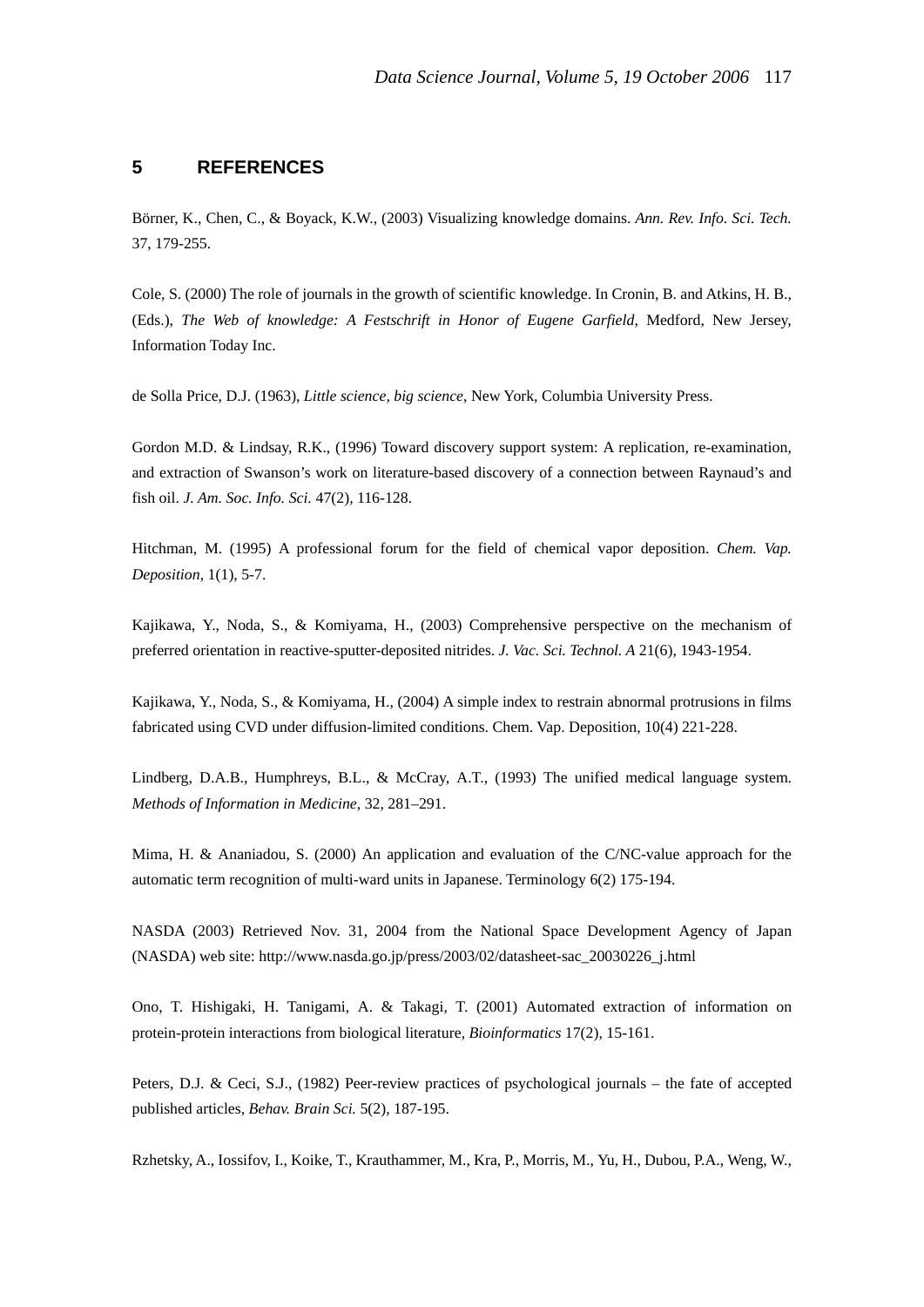## 5 REFERENCES

Börner, K., Chen, C., & Boyack, K.W., (2003) Visualizing knowledge domains. *Ann. Rev. Info. Sci. Tech.* 37, 179-255.

Cole, S. (2000) The role of journals in the growth of scientific knowledge. In Cronin, B. and Atkins, H. B., (Eds.), *The Web of knowledge: A Festschrift in Honor of Eugene Garfield*, Medford, New Jersey, Information Today Inc.

de Solla Price, D.J. (1963), *Little science, big science*, New York, Columbia University Press.

Gordon M.D. & Lindsay, R.K., (1996) Toward discovery support system: A replication, re-examination, and extraction of Swanson's work on literature-based discovery of a connection between Raynaud's and fish oil. *J. Am. Soc. Info. Sci.* 47(2), 116-128.

Hitchman, M. (1995) A professional forum for the field of chemical vapor deposition. *Chem. Vap. Deposition*, 1(1), 5-7.

Kajikawa, Y., Noda, S., & Komiyama, H., (2003) Comprehensive perspective on the mechanism of preferred orientation in reactive-sputter-deposited nitrides. *J. Vac. Sci. Technol. A* 21(6), 1943-1954.

Kajikawa, Y., Noda, S., & Komiyama, H., (2004) A simple index to restrain abnormal protrusions in films fabricated using CVD under diffusion-limited conditions. Chem. Vap. Deposition, 10(4) 221-228.

Lindberg, D.A.B., Humphreys, B.L., & McCray, A.T., (1993) The unified medical language system. *Methods of Information in Medicine,* 32, 281–291.

Mima, H. & Ananiadou, S. (2000) An application and evaluation of the C/NC-value approach for the automatic term recognition of multi-ward units in Japanese. Terminology 6(2) 175-194.

NASDA (2003) Retrieved Nov. 31, 2004 from the National Space Development Agency of Japan (NASDA) web site: http://www.nasda.go.jp/press/2003/02/datasheet-sac_20030226_j.html

Ono, T. Hishigaki, H. Tanigami, A. & Takagi, T. (2001) Automated extraction of information on protein-protein interactions from biological literature, *Bioinformatics* 17(2), 15-161.

Peters, D.J. & Ceci, S.J., (1982) Peer-review practices of psychological journals – the fate of accepted published articles, *Behav. Brain Sci.* 5(2), 187-195.

Rzhetsky, A., Iossifov, I., Koike, T., Krauthammer, M., Kra, P., Morris, M., Yu, H., Dubou, P.A., Weng, W.,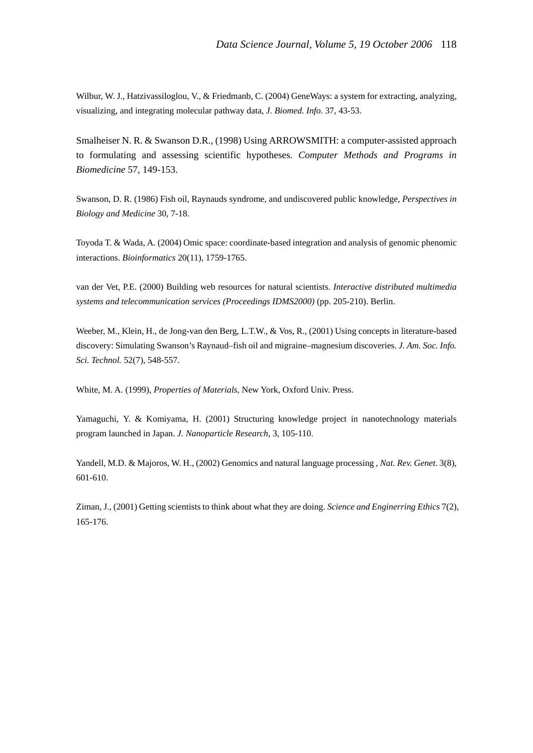Wilbur, W. J., Hatzivassiloglou, V., & Friedmanb, C. (2004) GeneWays: a system for extracting, analyzing, visualizing, and integrating molecular pathway data, *J. Biomed. Info.* 37, 43-53.

Smalheiser N. R. & Swanson D.R., (1998) Using ARROWSMITH: a computer-assisted approach to formulating and assessing scientific hypotheses. *Computer Methods and Programs in Biomedicine* 57, 149-153.

Swanson, D. R. (1986) Fish oil, Raynauds syndrome, and undiscovered public knowledge, *Perspectives in Biology and Medicine* 30, 7-18.

Toyoda T. & Wada, A. (2004) Omic space: coordinate-based integration and analysis of genomic phenomic interactions. *Bioinformatics* 20(11), 1759-1765.

van der Vet, P.E. (2000) Building web resources for natural scientists. *Interactive distributed multimedia systems and telecommunication services (Proceedings IDMS2000)* (pp. 205-210). Berlin.

Weeber, M., Klein, H., de Jong-van den Berg, L.T.W., & Vos, R., (2001) Using concepts in literature-based discovery: Simulating Swanson's Raynaud–fish oil and migraine–magnesium discoveries. *J. Am. Soc. Info. Sci. Technol.* 52(7), 548-557.

White, M. A. (1999), *Properties of Materials*, New York, Oxford Univ. Press.

Yamaguchi, Y. & Komiyama, H. (2001) Structuring knowledge project in nanotechnology materials program launched in Japan. *J. Nanoparticle Research*, 3, 105-110.

Yandell, M.D. & Majoros, W. H., (2002) Genomics and natural language processing , *Nat. Rev. Genet*. 3(8), 601-610.

Ziman, J., (2001) Getting scientists to think about what they are doing. *Science and Engin*errring *Ethics* 7(2), 165-176.